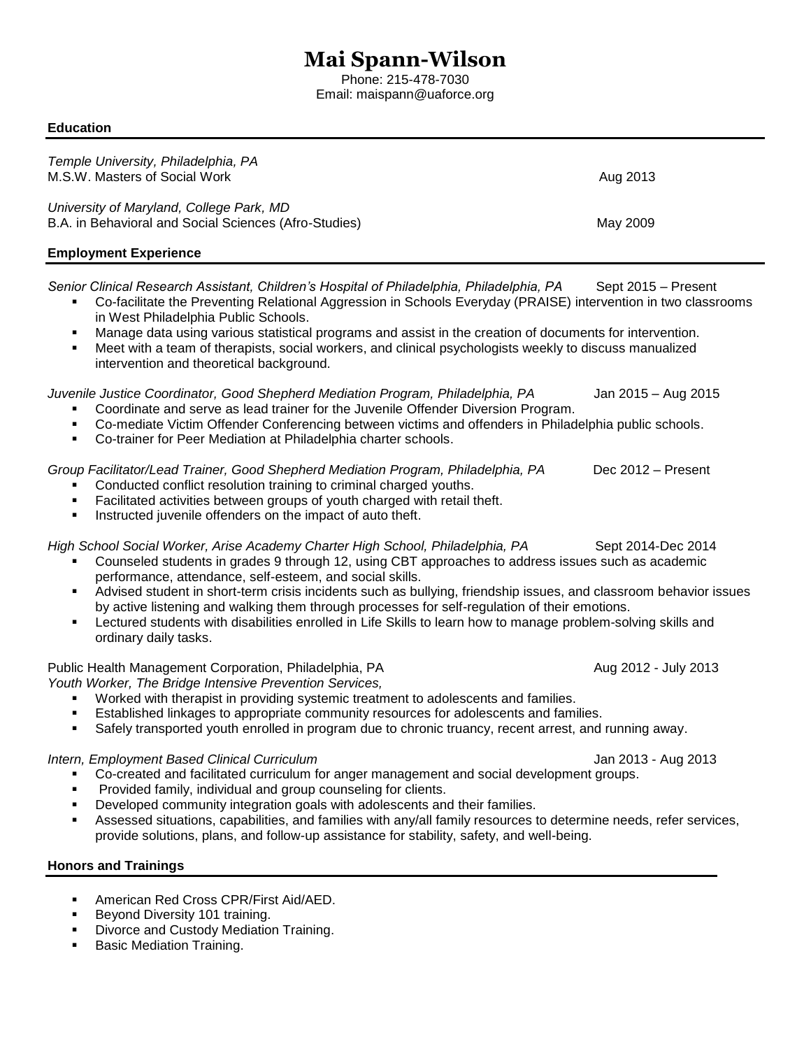# Mai Spann-Wilson

Phone: 215-478-7030
Email: maispann@uaforce.org

## Education

*Temple University, Philadelphia, PA*
M.S.W. Masters of Social Work — Aug 2013

*University of Maryland, College Park, MD*
B.A. in Behavioral and Social Sciences (Afro-Studies) — May 2009

## Employment Experience

*Senior Clinical Research Assistant, Children's Hospital of Philadelphia, Philadelphia, PA* — Sept 2015 – Present

- Co-facilitate the Preventing Relational Aggression in Schools Everyday (PRAISE) intervention in two classrooms in West Philadelphia Public Schools.
- Manage data using various statistical programs and assist in the creation of documents for intervention.
- Meet with a team of therapists, social workers, and clinical psychologists weekly to discuss manualized intervention and theoretical background.

*Juvenile Justice Coordinator, Good Shepherd Mediation Program, Philadelphia, PA* — Jan 2015 – Aug 2015

- Coordinate and serve as lead trainer for the Juvenile Offender Diversion Program.
- Co-mediate Victim Offender Conferencing between victims and offenders in Philadelphia public schools.
- Co-trainer for Peer Mediation at Philadelphia charter schools.

*Group Facilitator/Lead Trainer, Good Shepherd Mediation Program, Philadelphia, PA* — Dec 2012 – Present

- Conducted conflict resolution training to criminal charged youths.
- Facilitated activities between groups of youth charged with retail theft.
- Instructed juvenile offenders on the impact of auto theft.

*High School Social Worker, Arise Academy Charter High School, Philadelphia, PA* — Sept 2014-Dec 2014

- Counseled students in grades 9 through 12, using CBT approaches to address issues such as academic performance, attendance, self-esteem, and social skills.
- Advised student in short-term crisis incidents such as bullying, friendship issues, and classroom behavior issues by active listening and walking them through processes for self-regulation of their emotions.
- Lectured students with disabilities enrolled in Life Skills to learn how to manage problem-solving skills and ordinary daily tasks.

Public Health Management Corporation, Philadelphia, PA — Aug 2012 - July 2013
*Youth Worker, The Bridge Intensive Prevention Services,*

- Worked with therapist in providing systemic treatment to adolescents and families.
- Established linkages to appropriate community resources for adolescents and families.
- Safely transported youth enrolled in program due to chronic truancy, recent arrest, and running away.

*Intern, Employment Based Clinical Curriculum* — Jan 2013 - Aug 2013

- Co-created and facilitated curriculum for anger management and social development groups.
- Provided family, individual and group counseling for clients.
- Developed community integration goals with adolescents and their families.
- Assessed situations, capabilities, and families with any/all family resources to determine needs, refer services, provide solutions, plans, and follow-up assistance for stability, safety, and well-being.

## Honors and Trainings

- American Red Cross CPR/First Aid/AED.
- Beyond Diversity 101 training.
- Divorce and Custody Mediation Training.
- Basic Mediation Training.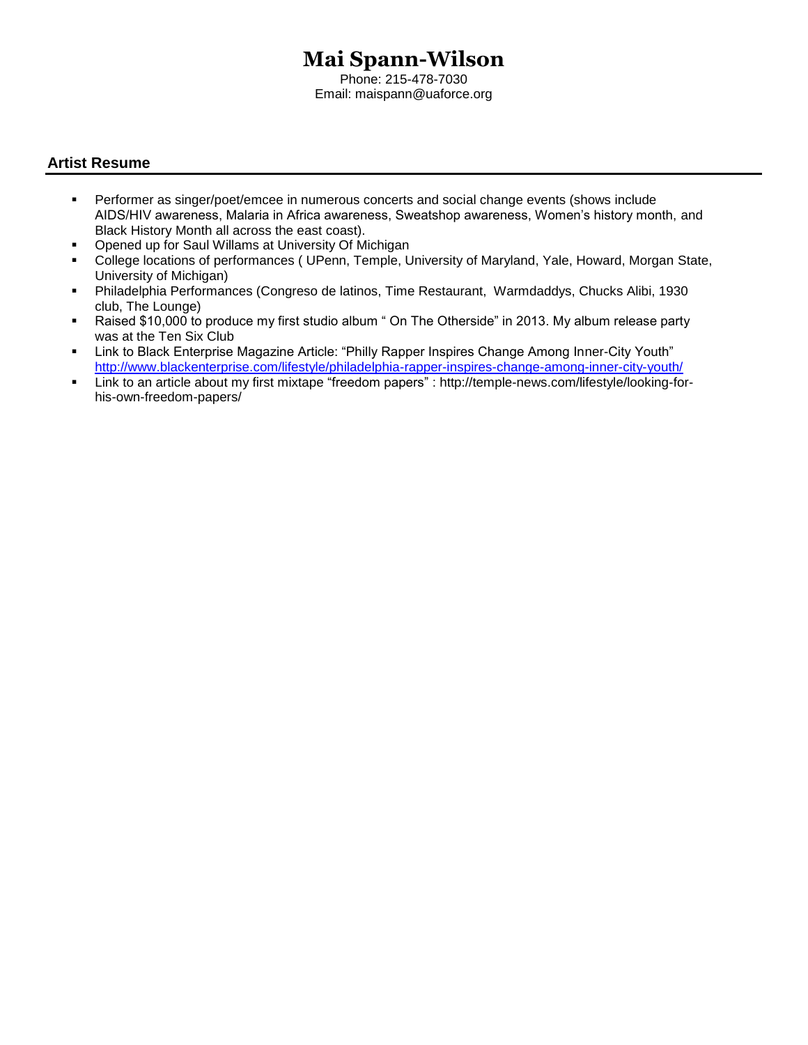# Mai Spann-Wilson

Phone: 215-478-7030
Email: maispann@uaforce.org

## Artist Resume

- Performer as singer/poet/emcee in numerous concerts and social change events (shows include AIDS/HIV awareness, Malaria in Africa awareness, Sweatshop awareness, Women's history month, and Black History Month all across the east coast).
- Opened up for Saul Willams at University Of Michigan
- College locations of performances ( UPenn, Temple, University of Maryland, Yale, Howard, Morgan State, University of Michigan)
- Philadelphia Performances (Congreso de latinos, Time Restaurant, Warmdaddys, Chucks Alibi, 1930 club, The Lounge)
- Raised $10,000 to produce my first studio album " On The Otherside" in 2013. My album release party was at the Ten Six Club
- Link to Black Enterprise Magazine Article: "Philly Rapper Inspires Change Among Inner-City Youth" http://www.blackenterprise.com/lifestyle/philadelphia-rapper-inspires-change-among-inner-city-youth/
- Link to an article about my first mixtape "freedom papers" : http://temple-news.com/lifestyle/looking-for-his-own-freedom-papers/